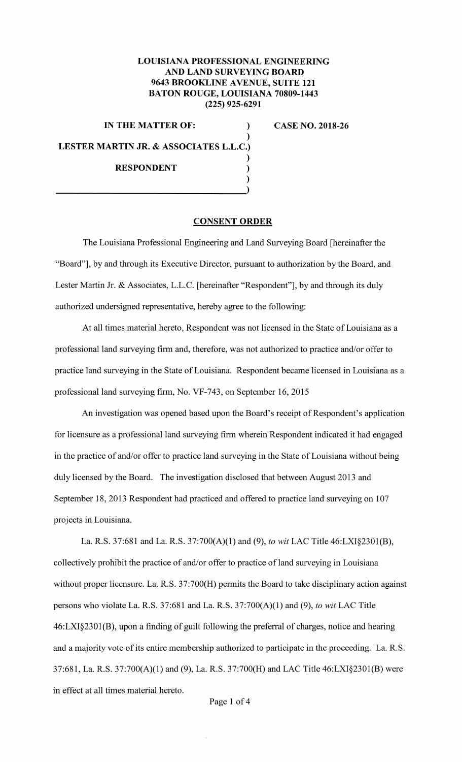**LOUISIANA PROFESSIONAL ENGINEERING AND LAND SURVEYING BOARD**
**9643 BROOKLINE AVENUE, SUITE 121**
**BATON ROUGE, LOUISIANA 70809-1443**
**(225) 925-6291**

**IN THE MATTER OF:** ) **CASE NO. 2018-26**
)
**LESTER MARTIN JR. & ASSOCIATES L.L.C.**)
)
**RESPONDENT** )
)
)

**CONSENT ORDER**

The Louisiana Professional Engineering and Land Surveying Board [hereinafter the "Board"], by and through its Executive Director, pursuant to authorization by the Board, and Lester Martin Jr. & Associates, L.L.C. [hereinafter "Respondent"], by and through its duly authorized undersigned representative, hereby agree to the following:

At all times material hereto, Respondent was not licensed in the State of Louisiana as a professional land surveying firm and, therefore, was not authorized to practice and/or offer to practice land surveying in the State of Louisiana. Respondent became licensed in Louisiana as a professional land surveying firm, No. VF-743, on September 16, 2015

An investigation was opened based upon the Board's receipt of Respondent's application for licensure as a professional land surveying firm wherein Respondent indicated it had engaged in the practice of and/or offer to practice land surveying in the State of Louisiana without being duly licensed by the Board. The investigation disclosed that between August 2013 and September 18, 2013 Respondent had practiced and offered to practice land surveying on 107 projects in Louisiana.

La. R.S. 37:681 and La. R.S. 37:700(A)(1) and (9), *to wit* LAC Title 46:LXI§2301(B), collectively prohibit the practice of and/or offer to practice of land surveying in Louisiana without proper licensure. La. R.S. 37:700(H) permits the Board to take disciplinary action against persons who violate La. R.S. 37:681 and La. R.S. 37:700(A)(1) and (9), *to wit* LAC Title 46:LXI§2301(B), upon a finding of guilt following the preferral of charges, notice and hearing and a majority vote of its entire membership authorized to participate in the proceeding. La. R.S. 37:681, La. R.S. 37:700(A)(1) and (9), La. R.S. 37:700(H) and LAC Title 46:LXI§2301(B) were in effect at all times material hereto.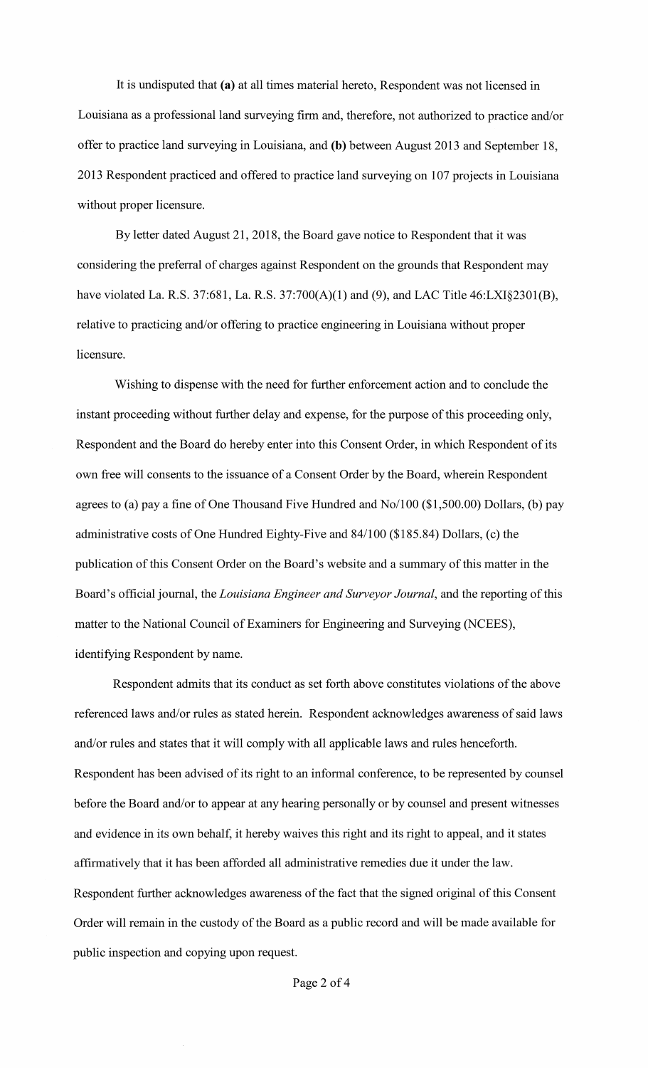It is undisputed that **(a)** at all times material hereto, Respondent was not licensed in Louisiana as a professional land surveying firm and, therefore, not authorized to practice and/or offer to practice land surveying in Louisiana, and **(b)** between August 2013 and September 18, 2013 Respondent practiced and offered to practice land surveying on 107 projects in Louisiana without proper licensure.

By letter dated August 21, 2018, the Board gave notice to Respondent that it was considering the preferral of charges against Respondent on the grounds that Respondent may have violated La. R.S. 37:681, La. R.S. 37:700(A)(1) and (9), and LAC Title 46:LXI§2301(B), relative to practicing and/or offering to practice engineering in Louisiana without proper licensure.

Wishing to dispense with the need for further enforcement action and to conclude the instant proceeding without further delay and expense, for the purpose of this proceeding only, Respondent and the Board do hereby enter into this Consent Order, in which Respondent of its own free will consents to the issuance of a Consent Order by the Board, wherein Respondent agrees to (a) pay a fine of One Thousand Five Hundred and No/100 ($1,500.00) Dollars, (b) pay administrative costs of One Hundred Eighty-Five and 84/100 ($185.84) Dollars, (c) the publication of this Consent Order on the Board's website and a summary of this matter in the Board's official journal, the *Louisiana Engineer and Surveyor Journal*, and the reporting of this matter to the National Council of Examiners for Engineering and Surveying (NCEES), identifying Respondent by name.

Respondent admits that its conduct as set forth above constitutes violations of the above referenced laws and/or rules as stated herein. Respondent acknowledges awareness of said laws and/or rules and states that it will comply with all applicable laws and rules henceforth. Respondent has been advised of its right to an informal conference, to be represented by counsel before the Board and/or to appear at any hearing personally or by counsel and present witnesses and evidence in its own behalf, it hereby waives this right and its right to appeal, and it states affirmatively that it has been afforded all administrative remedies due it under the law. Respondent further acknowledges awareness of the fact that the signed original of this Consent Order will remain in the custody of the Board as a public record and will be made available for public inspection and copying upon request.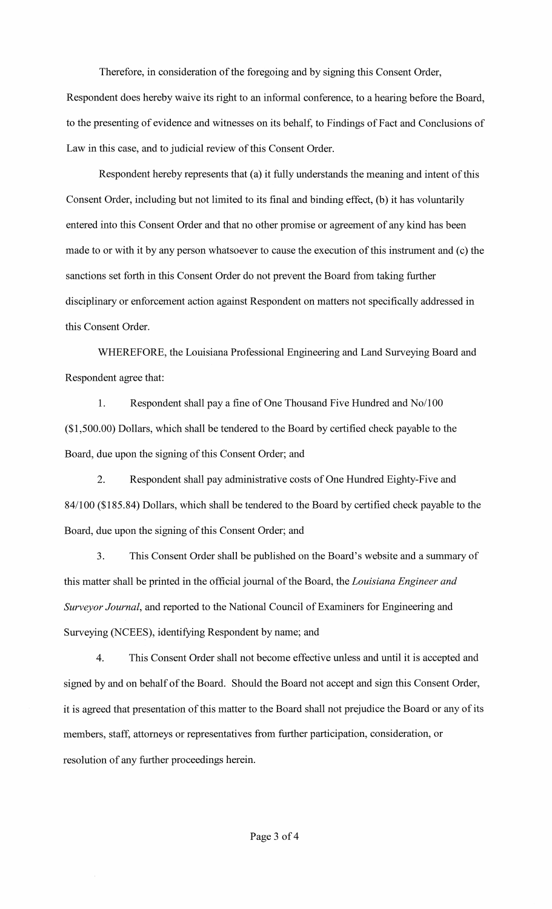Therefore, in consideration of the foregoing and by signing this Consent Order, Respondent does hereby waive its right to an informal conference, to a hearing before the Board, to the presenting of evidence and witnesses on its behalf, to Findings of Fact and Conclusions of Law in this case, and to judicial review of this Consent Order.

Respondent hereby represents that (a) it fully understands the meaning and intent of this Consent Order, including but not limited to its final and binding effect, (b) it has voluntarily entered into this Consent Order and that no other promise or agreement of any kind has been made to or with it by any person whatsoever to cause the execution of this instrument and (c) the sanctions set forth in this Consent Order do not prevent the Board from taking further disciplinary or enforcement action against Respondent on matters not specifically addressed in this Consent Order.

WHEREFORE, the Louisiana Professional Engineering and Land Surveying Board and Respondent agree that:

1. Respondent shall pay a fine of One Thousand Five Hundred and No/100 ($1,500.00) Dollars, which shall be tendered to the Board by certified check payable to the Board, due upon the signing of this Consent Order; and

2. Respondent shall pay administrative costs of One Hundred Eighty-Five and 84/100 ($185.84) Dollars, which shall be tendered to the Board by certified check payable to the Board, due upon the signing of this Consent Order; and

3. This Consent Order shall be published on the Board's website and a summary of this matter shall be printed in the official journal of the Board, the *Louisiana Engineer and Surveyor Journal*, and reported to the National Council of Examiners for Engineering and Surveying (NCEES), identifying Respondent by name; and

4. This Consent Order shall not become effective unless and until it is accepted and signed by and on behalf of the Board. Should the Board not accept and sign this Consent Order, it is agreed that presentation of this matter to the Board shall not prejudice the Board or any of its members, staff, attorneys or representatives from further participation, consideration, or resolution of any further proceedings herein.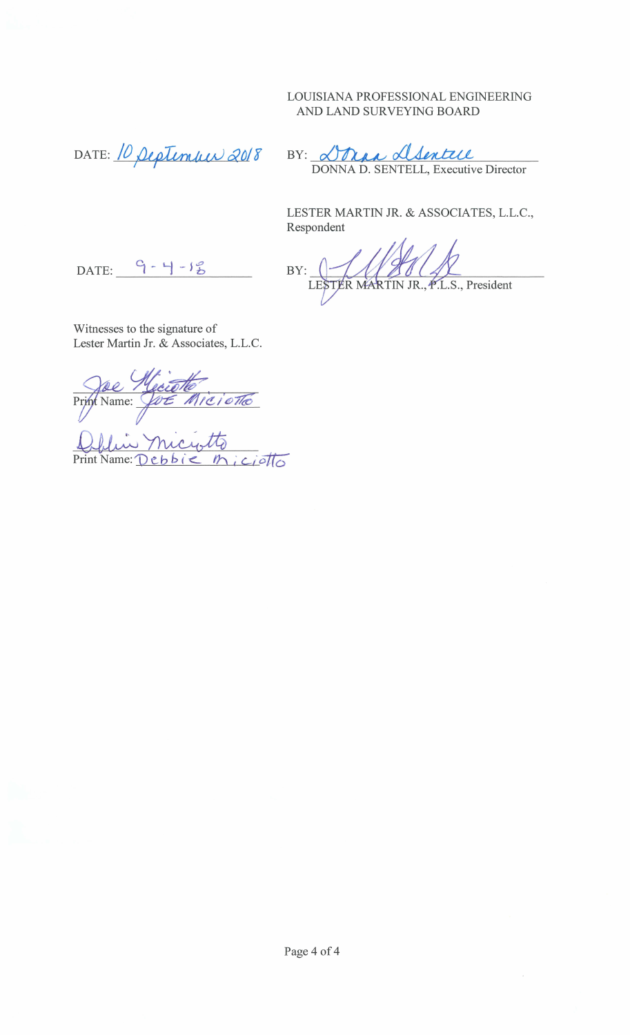LOUISIANA PROFESSIONAL ENGINEERING AND LAND SURVEYING BOARD

DATE: 10 September 2018

BY: Donna D. Sentell
DONNA D. SENTELL, Executive Director

LESTER MARTIN JR. & ASSOCIATES, L.L.C., Respondent

DATE: 9-4-18

BY: _______________
LESTER MARTIN JR., P.L.S., President

Witnesses to the signature of Lester Martin Jr. & Associates, L.L.C.

_______________
Print Name: Joe Miciotto

_______________
Print Name: Debbie Miciotto